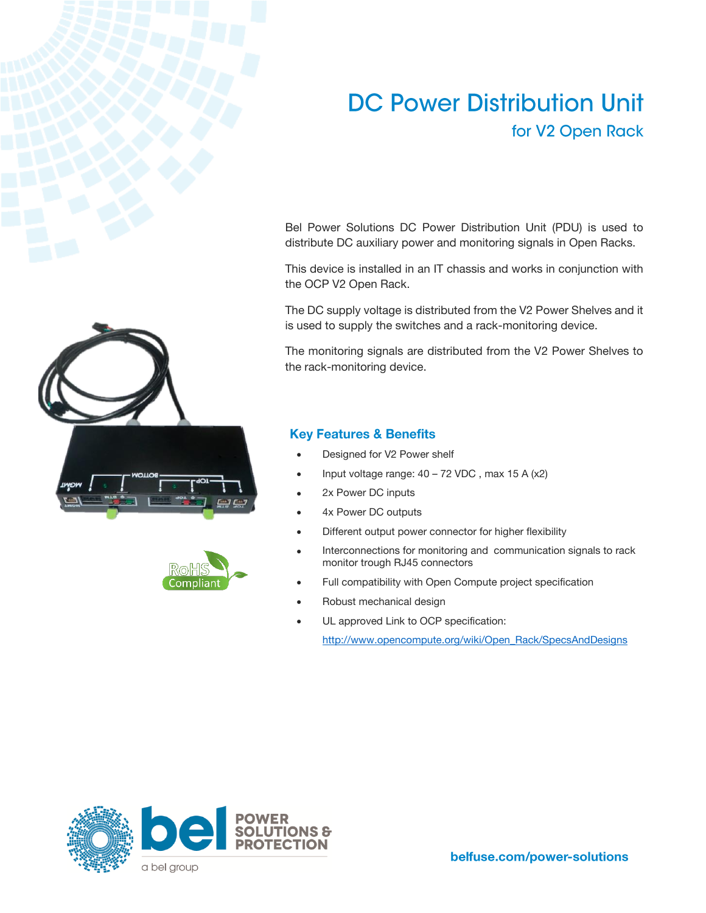# DC Power Distribution Unit

## for V2 Open Rack

Bel Power Solutions DC Power Distribution Unit (PDU) is used to distribute DC auxiliary power and monitoring signals in Open Racks.

This device is installed in an IT chassis and works in conjunction with the OCP V2 Open Rack.

The DC supply voltage is distributed from the V2 Power Shelves and it is used to supply the switches and a rack-monitoring device.

The monitoring signals are distributed from the V2 Power Shelves to the rack-monitoring device.

### Key Features & Benefits

- Designed for V2 Power shelf
- Input voltage range: 40 – 72 VDC , max 15 A (x2)
- 2x Power DC inputs
- 4x Power DC outputs
- Different output power connector for higher flexibility
- Interconnections for monitoring and communication signals to rack monitor trough RJ45 connectors
- Full compatibility with Open Compute project specification
- Robust mechanical design
- UL approved Link to OCP specification:

  http://www.opencompute.org/wiki/Open_Rack/SpecsAndDesigns

RoHS Compliant

bel POWER SOLUTIONS & PROTECTION

a bel group

belfuse.com/power-solutions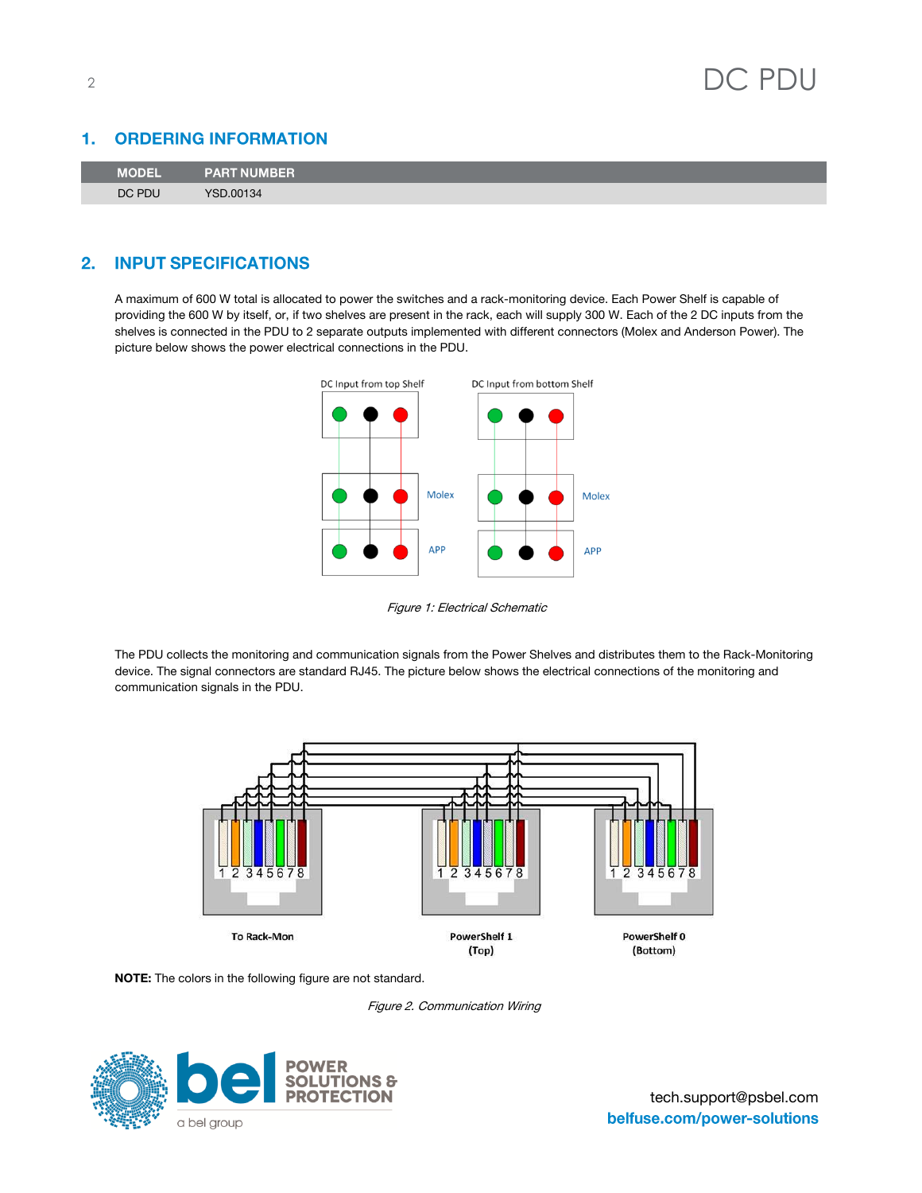## 1. ORDERING INFORMATION

| MODEL | PART NUMBER |
|---|---|
| DC PDU | YSD.00134 |

## 2. INPUT SPECIFICATIONS

A maximum of 600 W total is allocated to power the switches and a rack-monitoring device. Each Power Shelf is capable of providing the 600 W by itself, or, if two shelves are present in the rack, each will supply 300 W. Each of the 2 DC inputs from the shelves is connected in the PDU to 2 separate outputs implemented with different connectors (Molex and Anderson Power). The picture below shows the power electrical connections in the PDU.

*Figure 1: Electrical Schematic*

The PDU collects the monitoring and communication signals from the Power Shelves and distributes them to the Rack-Monitoring device. The signal connectors are standard RJ45. The picture below shows the electrical connections of the monitoring and communication signals in the PDU.

**NOTE:** The colors in the following figure are not standard.

*Figure 2. Communication Wiring*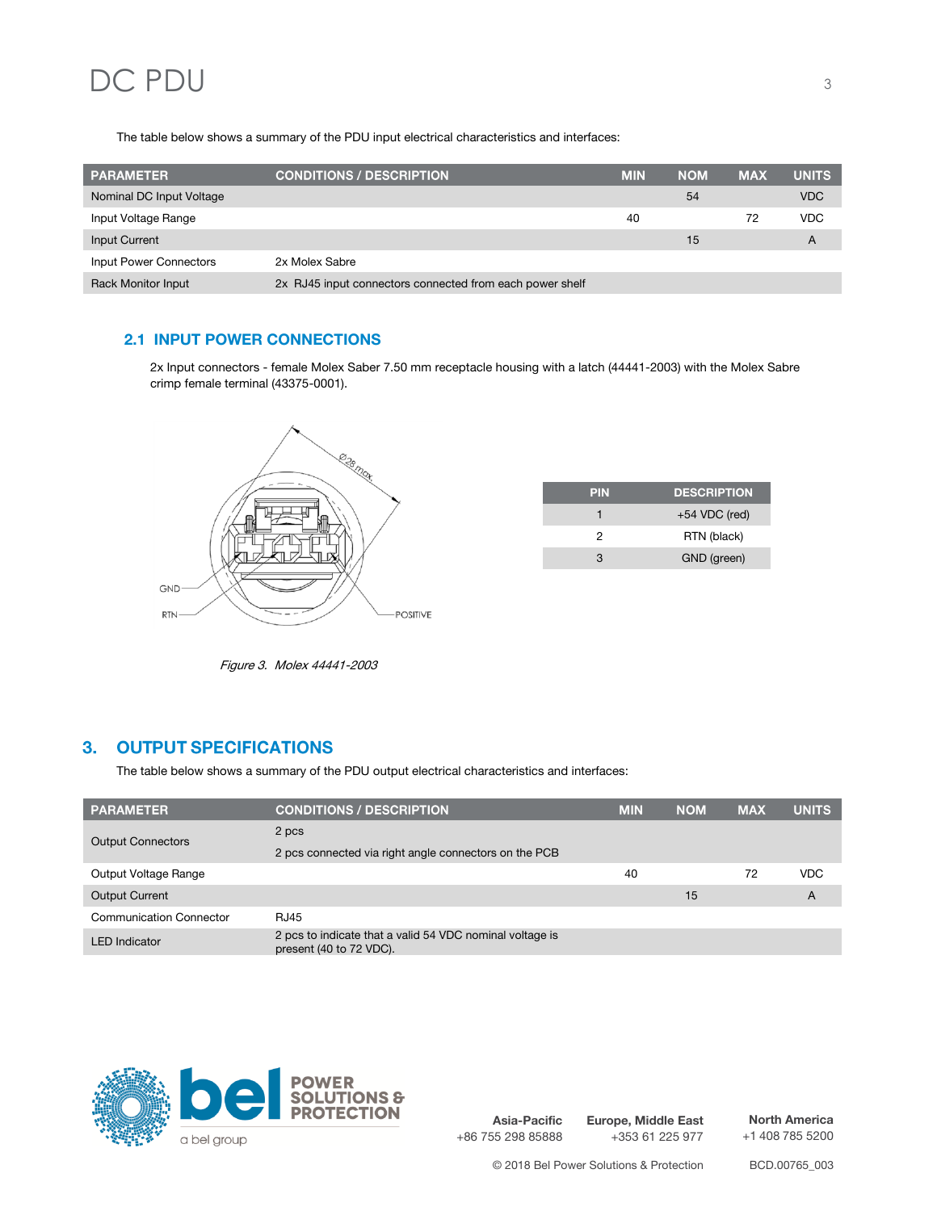The table below shows a summary of the PDU input electrical characteristics and interfaces:

| PARAMETER | CONDITIONS / DESCRIPTION | MIN | NOM | MAX | UNITS |
|---|---|---|---|---|---|
| Nominal DC Input Voltage | | | 54 | | VDC |
| Input Voltage Range | | 40 | | 72 | VDC |
| Input Current | | | 15 | | A |
| Input Power Connectors | 2x Molex Sabre | | | | |
| Rack Monitor Input | 2x RJ45 input connectors connected from each power shelf | | | | |

### 2.1 INPUT POWER CONNECTIONS

2x Input connectors - female Molex Saber 7.50 mm receptacle housing with a latch (44441-2003) with the Molex Sabre crimp female terminal (43375-0001).

*Figure 3. Molex 44441-2003*

| PIN | DESCRIPTION |
|---|---|
| 1 | +54 VDC (red) |
| 2 | RTN (black) |
| 3 | GND (green) |

## 3. OUTPUT SPECIFICATIONS

The table below shows a summary of the PDU output electrical characteristics and interfaces:

| PARAMETER | CONDITIONS / DESCRIPTION | MIN | NOM | MAX | UNITS |
|---|---|---|---|---|---|
| Output Connectors | 2 pcs<br>2 pcs connected via right angle connectors on the PCB | | | | |
| Output Voltage Range | | 40 | | 72 | VDC |
| Output Current | | | 15 | | A |
| Communication Connector | RJ45 | | | | |
| LED Indicator | 2 pcs to indicate that a valid 54 VDC nominal voltage is present (40 to 72 VDC). | | | | |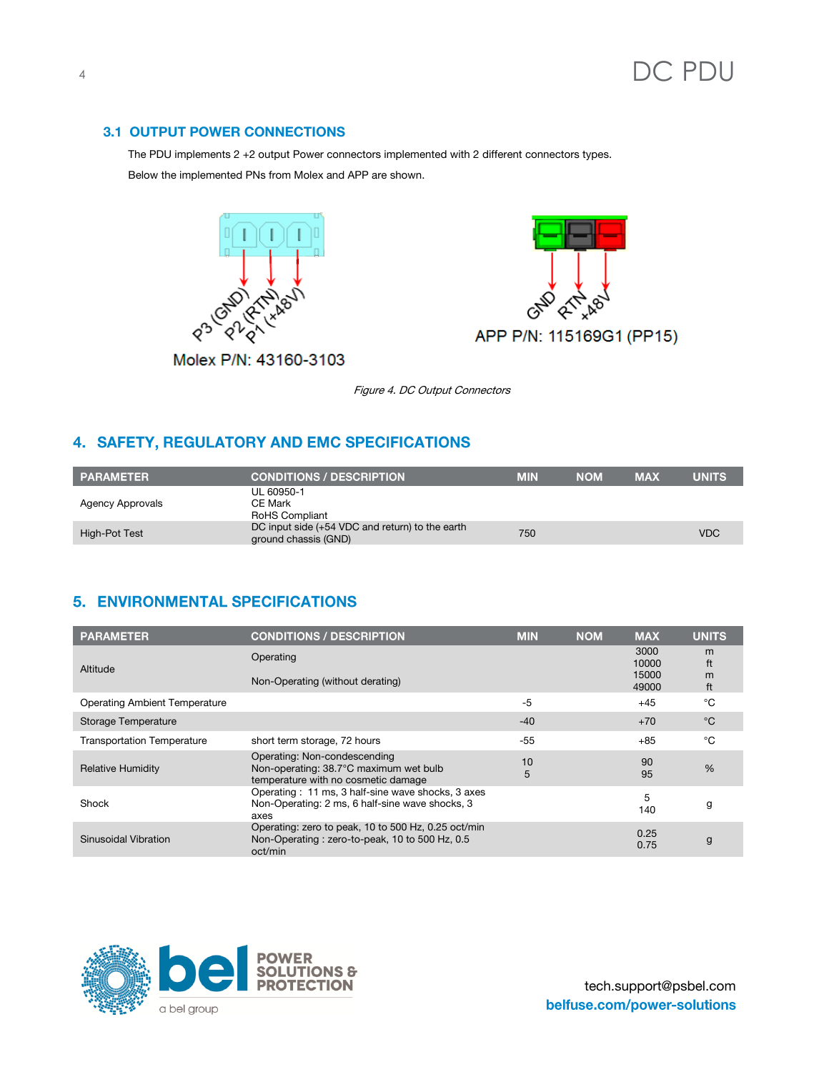### 3.1 OUTPUT POWER CONNECTIONS

The PDU implements 2 +2 output Power connectors implemented with 2 different connectors types.

Below the implemented PNs from Molex and APP are shown.

P3 (GND) P2 (RTN) P1 (+48V)

Molex P/N: 43160-3103

GND RTN +48V

APP P/N: 115169G1 (PP15)

*Figure 4. DC Output Connectors*

## 4. SAFETY, REGULATORY AND EMC SPECIFICATIONS

| PARAMETER | CONDITIONS / DESCRIPTION | MIN | NOM | MAX | UNITS |
|---|---|---|---|---|---|
| Agency Approvals | UL 60950-1<br>CE Mark<br>RoHS Compliant | | | | |
| High-Pot Test | DC input side (+54 VDC and return) to the earth ground chassis (GND) | 750 | | | VDC |

## 5. ENVIRONMENTAL SPECIFICATIONS

| PARAMETER | CONDITIONS / DESCRIPTION | MIN | NOM | MAX | UNITS |
|---|---|---|---|---|---|
| Altitude | Operating<br><br>Non-Operating (without derating) | | | 3000<br>10000<br>15000<br>49000 | m<br>ft<br>m<br>ft |
| Operating Ambient Temperature | | -5 | | +45 | °C |
| Storage Temperature | | -40 | | +70 | °C |
| Transportation Temperature | short term storage, 72 hours | -55 | | +85 | °C |
| Relative Humidity | Operating: Non-condescending<br>Non-operating: 38.7°C maximum wet bulb temperature with no cosmetic damage | 10<br>5 | | 90<br>95 | % |
| Shock | Operating : 11 ms, 3 half-sine wave shocks, 3 axes<br>Non-Operating: 2 ms, 6 half-sine wave shocks, 3 axes | | | 5<br>140 | g |
| Sinusoidal Vibration | Operating: zero to peak, 10 to 500 Hz, 0.25 oct/min<br>Non-Operating : zero-to-peak, 10 to 500 Hz, 0.5 oct/min | | | 0.25<br>0.75 | g |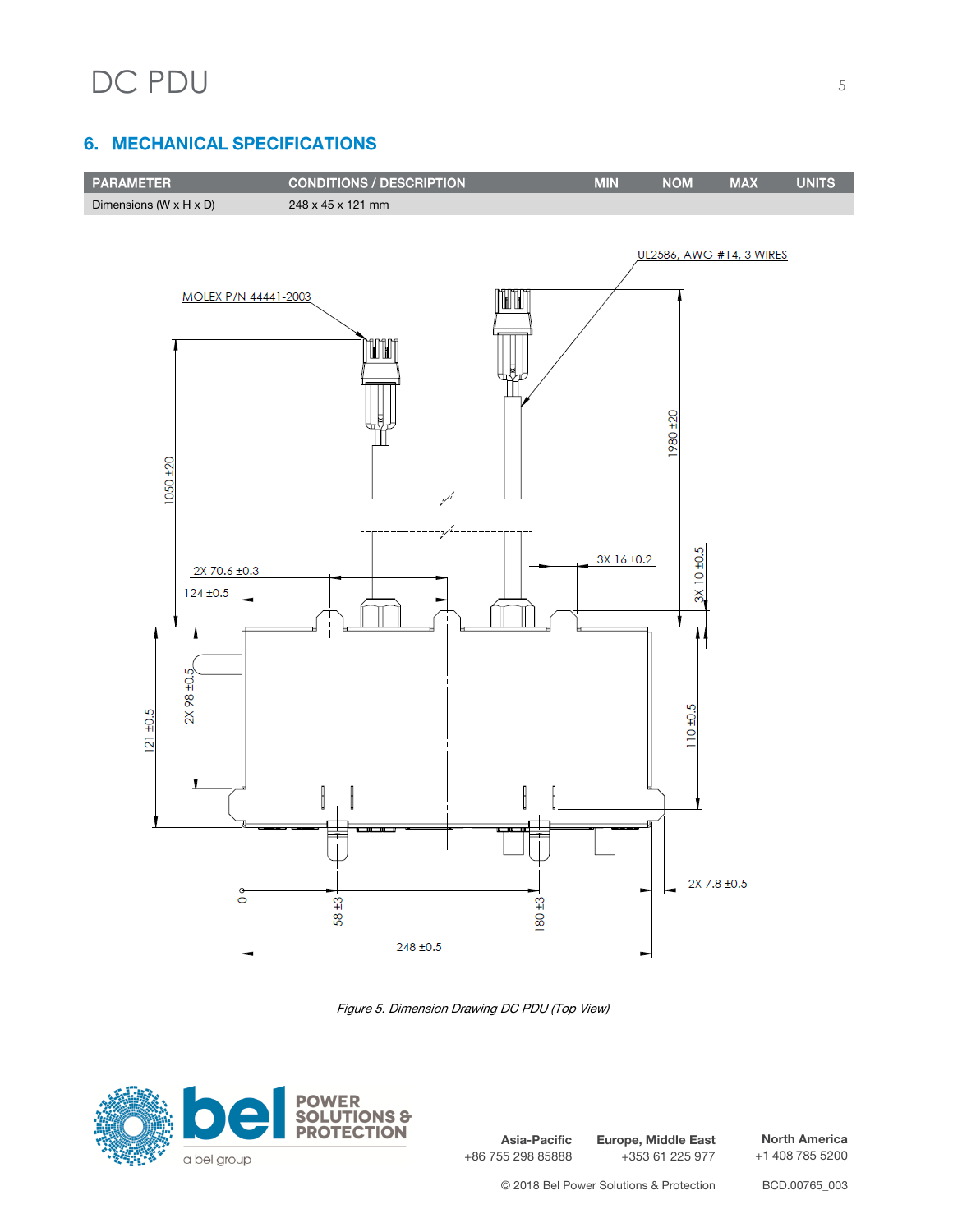## 6. MECHANICAL SPECIFICATIONS

| PARAMETER | CONDITIONS / DESCRIPTION | MIN | NOM | MAX | UNITS |
|---|---|---|---|---|---|
| Dimensions (W x H x D) | 248 x 45 x 121 mm | | | | |

*Figure 5. Dimension Drawing DC PDU (Top View)*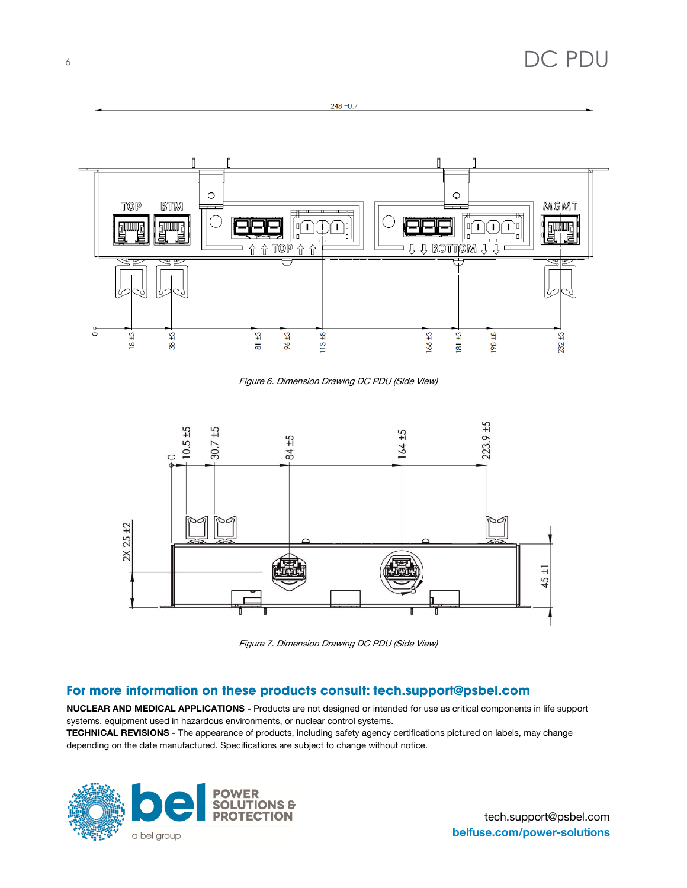248 ±0.7

TOP BTM TOP BOTTOM MGMT

0 18 ±3 38 ±3 81 ±3 96 ±3 113 ±8 166 ±3 181 ±3 198 ±8 232 ±3

*Figure 6. Dimension Drawing DC PDU (Side View)*

0 10.5 ±5 30.7 ±5 84 ±5 164 ±5 223.9 ±5

2X 25 ±2

45 ±1

*Figure 7. Dimension Drawing DC PDU (Side View)*

## For more information on these products consult: tech.support@psbel.com

**NUCLEAR AND MEDICAL APPLICATIONS -** Products are not designed or intended for use as critical components in life support systems, equipment used in hazardous environments, or nuclear control systems.

**TECHNICAL REVISIONS -** The appearance of products, including safety agency certifications pictured on labels, may change depending on the date manufactured. Specifications are subject to change without notice.

bel POWER SOLUTIONS & PROTECTION

a bel group

tech.support@psbel.com

**belfuse.com/power-solutions**